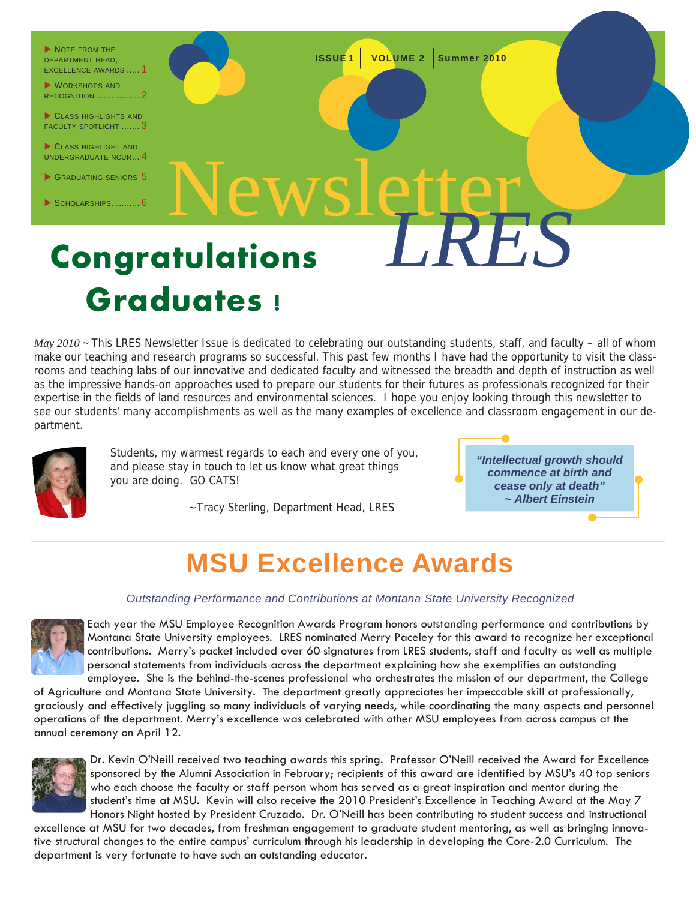- ▶ Note from the Department Head, Excellence Awards ..... 1
- ▶ Workshops and Recognition ................ 2
- ▶ Class Highlights and Faculty Spotlight ....... 3
- ▶ Class Highlight and Undergraduate NCUR... 4
- ▶ Graduating Seniors 5
- ▶ Scholarships.......... 6

ISSUE 1 | VOLUME 2 | Summer 2010

# Newsletter *LRES*

# Congratulations Graduates !

*May 2010* ~ This LRES Newsletter Issue is dedicated to celebrating our outstanding students, staff, and faculty – all of whom make our teaching and research programs so successful. This past few months I have had the opportunity to visit the classrooms and teaching labs of our innovative and dedicated faculty and witnessed the breadth and depth of instruction as well as the impressive hands-on approaches used to prepare our students for their futures as professionals recognized for their expertise in the fields of land resources and environmental sciences. I hope you enjoy looking through this newsletter to see our students' many accomplishments as well as the many examples of excellence and classroom engagement in our department.

Students, my warmest regards to each and every one of you, and please stay in touch to let us know what great things you are doing. GO CATS!

~Tracy Sterling, Department Head, LRES

> ***"Intellectual growth should commence at birth and cease only at death"***
> ***~ Albert Einstein***

## MSU Excellence Awards

*Outstanding Performance and Contributions at Montana State University Recognized*

Each year the MSU Employee Recognition Awards Program honors outstanding performance and contributions by Montana State University employees. LRES nominated Merry Paceley for this award to recognize her exceptional contributions. Merry's packet included over 60 signatures from LRES students, staff and faculty as well as multiple personal statements from individuals across the department explaining how she exemplifies an outstanding employee. She is the behind-the-scenes professional who orchestrates the mission of our department, the College of Agriculture and Montana State University. The department greatly appreciates her impeccable skill at professionally, graciously and effectively juggling so many individuals of varying needs, while coordinating the many aspects and personnel operations of the department. Merry's excellence was celebrated with other MSU employees from across campus at the annual ceremony on April 12.

Dr. Kevin O'Neill received two teaching awards this spring. Professor O'Neill received the Award for Excellence sponsored by the Alumni Association in February; recipients of this award are identified by MSU's 40 top seniors who each choose the faculty or staff person whom has served as a great inspiration and mentor during the student's time at MSU. Kevin will also receive the 2010 President's Excellence in Teaching Award at the May 7 Honors Night hosted by President Cruzado. Dr. O'Neill has been contributing to student success and instructional excellence at MSU for two decades, from freshman engagement to graduate student mentoring, as well as bringing innovative structural changes to the entire campus' curriculum through his leadership in developing the Core-2.0 Curriculum. The department is very fortunate to have such an outstanding educator.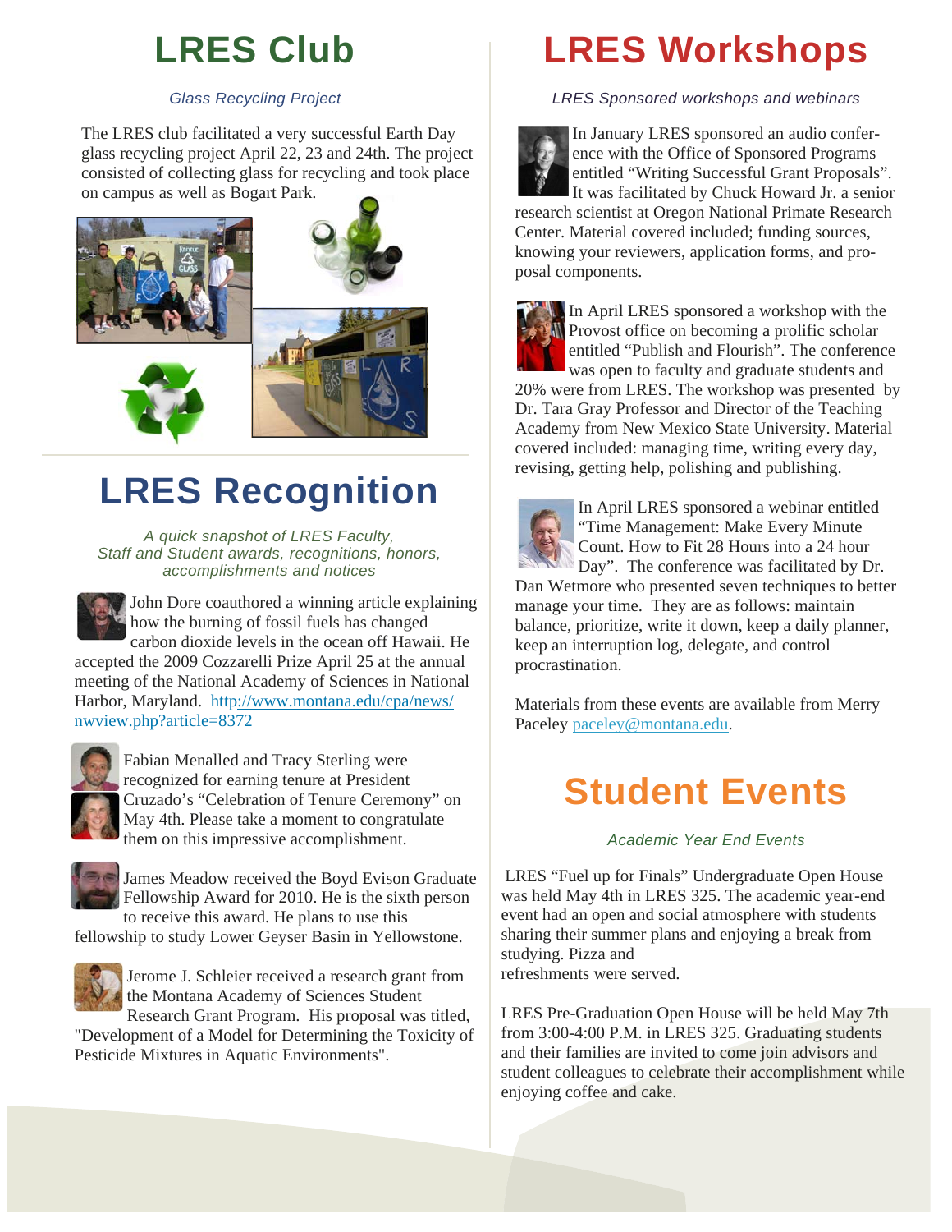# LRES Club

*Glass Recycling Project*

The LRES club facilitated a very successful Earth Day glass recycling project April 22, 23 and 24th. The project consisted of collecting glass for recycling and took place on campus as well as Bogart Park.

# LRES Recognition

*A quick snapshot of LRES Faculty, Staff and Student awards, recognitions, honors, accomplishments and notices*

John Dore coauthored a winning article explaining how the burning of fossil fuels has changed carbon dioxide levels in the ocean off Hawaii. He accepted the 2009 Cozzarelli Prize April 25 at the annual meeting of the National Academy of Sciences in National Harbor, Maryland. http://www.montana.edu/cpa/news/nwview.php?article=8372

Fabian Menalled and Tracy Sterling were recognized for earning tenure at President Cruzado's "Celebration of Tenure Ceremony" on May 4th. Please take a moment to congratulate them on this impressive accomplishment.

James Meadow received the Boyd Evison Graduate Fellowship Award for 2010. He is the sixth person to receive this award. He plans to use this fellowship to study Lower Geyser Basin in Yellowstone.

Jerome J. Schleier received a research grant from the Montana Academy of Sciences Student Research Grant Program. His proposal was titled, "Development of a Model for Determining the Toxicity of Pesticide Mixtures in Aquatic Environments".

# LRES Workshops

*LRES Sponsored workshops and webinars*

In January LRES sponsored an audio conference with the Office of Sponsored Programs entitled "Writing Successful Grant Proposals". It was facilitated by Chuck Howard Jr. a senior research scientist at Oregon National Primate Research Center. Material covered included; funding sources, knowing your reviewers, application forms, and proposal components.

In April LRES sponsored a workshop with the Provost office on becoming a prolific scholar entitled "Publish and Flourish". The conference was open to faculty and graduate students and 20% were from LRES. The workshop was presented by Dr. Tara Gray Professor and Director of the Teaching Academy from New Mexico State University. Material covered included: managing time, writing every day, revising, getting help, polishing and publishing.

In April LRES sponsored a webinar entitled "Time Management: Make Every Minute Count. How to Fit 28 Hours into a 24 hour Day". The conference was facilitated by Dr. Dan Wetmore who presented seven techniques to better manage your time. They are as follows: maintain balance, prioritize, write it down, keep a daily planner, keep an interruption log, delegate, and control procrastination.

Materials from these events are available from Merry Paceley paceley@montana.edu.

# Student Events

*Academic Year End Events*

LRES "Fuel up for Finals" Undergraduate Open House was held May 4th in LRES 325. The academic year-end event had an open and social atmosphere with students sharing their summer plans and enjoying a break from studying. Pizza and refreshments were served.

LRES Pre-Graduation Open House will be held May 7th from 3:00-4:00 P.M. in LRES 325. Graduating students and their families are invited to come join advisors and student colleagues to celebrate their accomplishment while enjoying coffee and cake.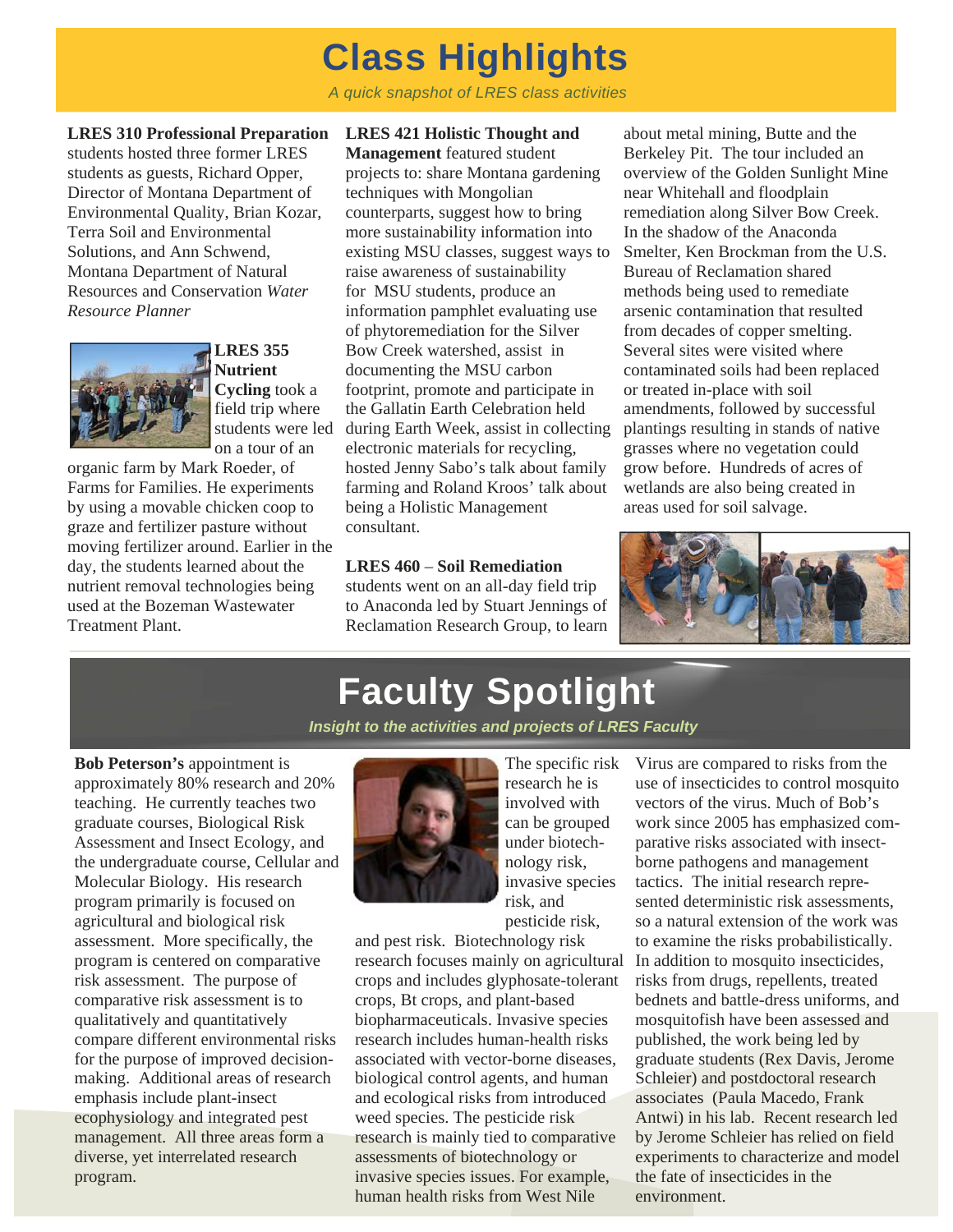# Class Highlights

*A quick snapshot of LRES class activities*

**LRES 310 Professional Preparation** students hosted three former LRES students as guests, Richard Opper, Director of Montana Department of Environmental Quality, Brian Kozar, Terra Soil and Environmental Solutions, and Ann Schwend, Montana Department of Natural Resources and Conservation *Water Resource Planner*

**LRES 355 Nutrient Cycling** took a field trip where students were led on a tour of an organic farm by Mark Roeder, of Farms for Families. He experiments by using a movable chicken coop to graze and fertilizer pasture without moving fertilizer around. Earlier in the day, the students learned about the nutrient removal technologies being used at the Bozeman Wastewater Treatment Plant.

**LRES 421 Holistic Thought and Management** featured student projects to: share Montana gardening techniques with Mongolian counterparts, suggest how to bring more sustainability information into existing MSU classes, suggest ways to raise awareness of sustainability for MSU students, produce an information pamphlet evaluating use of phytoremediation for the Silver Bow Creek watershed, assist in documenting the MSU carbon footprint, promote and participate in the Gallatin Earth Celebration held during Earth Week, assist in collecting electronic materials for recycling, hosted Jenny Sabo's talk about family farming and Roland Kroos' talk about being a Holistic Management consultant.

**LRES 460 – Soil Remediation** students went on an all-day field trip to Anaconda led by Stuart Jennings of Reclamation Research Group, to learn about metal mining, Butte and the Berkeley Pit. The tour included an overview of the Golden Sunlight Mine near Whitehall and floodplain remediation along Silver Bow Creek. In the shadow of the Anaconda Smelter, Ken Brockman from the U.S. Bureau of Reclamation shared methods being used to remediate arsenic contamination that resulted from decades of copper smelting. Several sites were visited where contaminated soils had been replaced or treated in-place with soil amendments, followed by successful plantings resulting in stands of native grasses where no vegetation could grow before. Hundreds of acres of wetlands are also being created in areas used for soil salvage.

# Faculty Spotlight

*Insight to the activities and projects of LRES Faculty*

**Bob Peterson's** appointment is approximately 80% research and 20% teaching. He currently teaches two graduate courses, Biological Risk Assessment and Insect Ecology, and the undergraduate course, Cellular and Molecular Biology. His research program primarily is focused on agricultural and biological risk assessment. More specifically, the program is centered on comparative risk assessment. The purpose of comparative risk assessment is to qualitatively and quantitatively compare different environmental risks for the purpose of improved decision-making. Additional areas of research emphasis include plant-insect ecophysiology and integrated pest management. All three areas form a diverse, yet interrelated research program.

The specific risk research he is involved with can be grouped under biotechnology risk, invasive species risk, and pesticide risk, and pest risk. Biotechnology risk research focuses mainly on agricultural crops and includes glyphosate-tolerant crops, Bt crops, and plant-based biopharmaceuticals. Invasive species research includes human-health risks associated with vector-borne diseases, biological control agents, and human and ecological risks from introduced weed species. The pesticide risk research is mainly tied to comparative assessments of biotechnology or invasive species issues. For example, human health risks from West Nile Virus are compared to risks from the use of insecticides to control mosquito vectors of the virus. Much of Bob's work since 2005 has emphasized comparative risks associated with insect-borne pathogens and management tactics. The initial research represented deterministic risk assessments, so a natural extension of the work was to examine the risks probabilistically. In addition to mosquito insecticides, risks from drugs, repellents, treated bednets and battle-dress uniforms, and mosquitofish have been assessed and published, the work being led by graduate students (Rex Davis, Jerome Schleier) and postdoctoral research associates (Paula Macedo, Frank Antwi) in his lab. Recent research led by Jerome Schleier has relied on field experiments to characterize and model the fate of insecticides in the environment.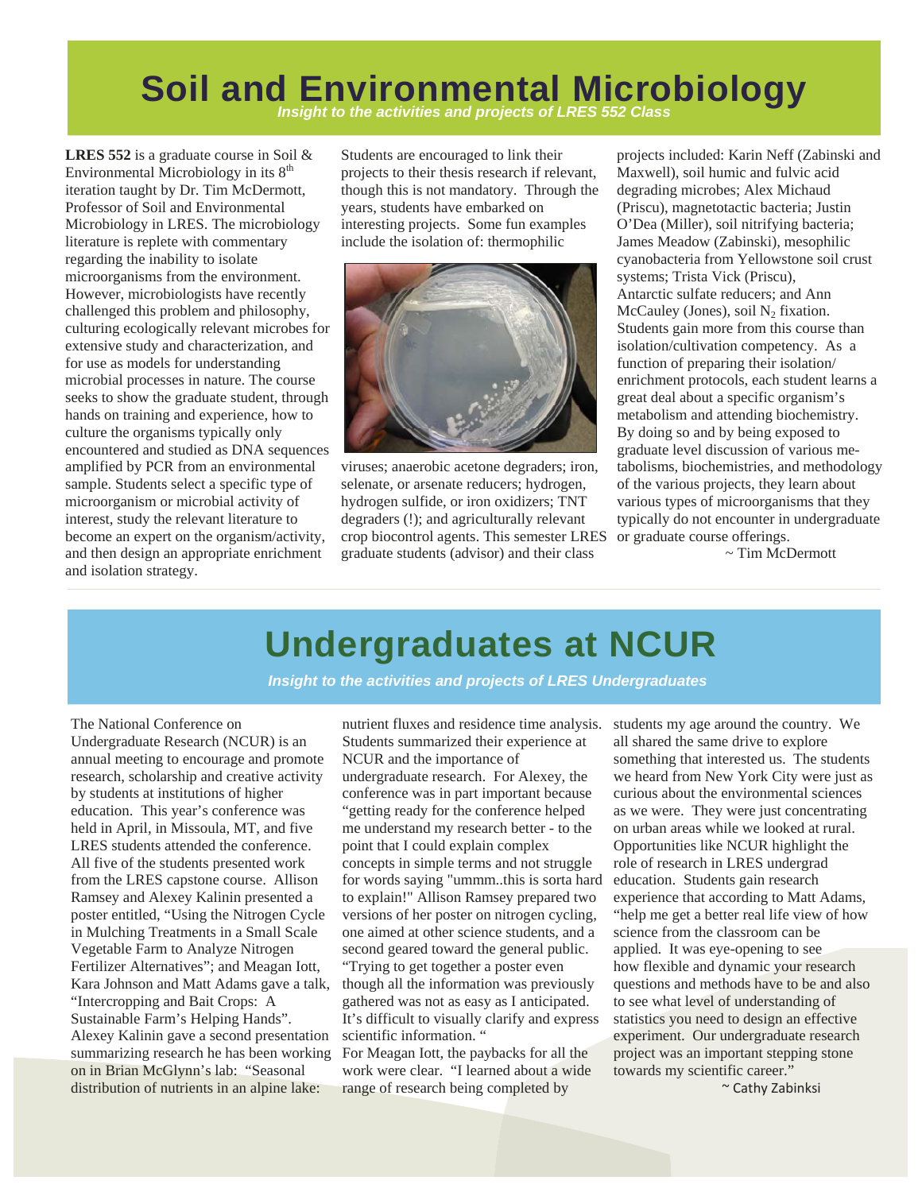# Soil and Environmental Microbiology

***Insight to the activities and projects of LRES 552 Class***

**LRES 552** is a graduate course in Soil & Environmental Microbiology in its 8th iteration taught by Dr. Tim McDermott, Professor of Soil and Environmental Microbiology in LRES. The microbiology literature is replete with commentary regarding the inability to isolate microorganisms from the environment. However, microbiologists have recently challenged this problem and philosophy, culturing ecologically relevant microbes for extensive study and characterization, and for use as models for understanding microbial processes in nature. The course seeks to show the graduate student, through hands on training and experience, how to culture the organisms typically only encountered and studied as DNA sequences amplified by PCR from an environmental sample. Students select a specific type of microorganism or microbial activity of interest, study the relevant literature to become an expert on the organism/activity, and then design an appropriate enrichment and isolation strategy.

Students are encouraged to link their projects to their thesis research if relevant, though this is not mandatory. Through the years, students have embarked on interesting projects. Some fun examples include the isolation of: thermophilic viruses; anaerobic acetone degraders; iron, selenate, or arsenate reducers; hydrogen, hydrogen sulfide, or iron oxidizers; TNT degraders (!); and agriculturally relevant crop biocontrol agents. This semester LRES graduate students (advisor) and their class projects included: Karin Neff (Zabinski and Maxwell), soil humic and fulvic acid degrading microbes; Alex Michaud (Priscu), magnetotactic bacteria; Justin O'Dea (Miller), soil nitrifying bacteria; James Meadow (Zabinski), mesophilic cyanobacteria from Yellowstone soil crust systems; Trista Vick (Priscu), Antarctic sulfate reducers; and Ann McCauley (Jones), soil $N_2$ fixation. Students gain more from this course than isolation/cultivation competency. As a function of preparing their isolation/ enrichment protocols, each student learns a great deal about a specific organism's metabolism and attending biochemistry. By doing so and by being exposed to graduate level discussion of various metabolisms, biochemistries, and methodology of the various projects, they learn about various types of microorganisms that they typically do not encounter in undergraduate or graduate course offerings.

~ Tim McDermott

# Undergraduates at NCUR

***Insight to the activities and projects of LRES Undergraduates***

The National Conference on Undergraduate Research (NCUR) is an annual meeting to encourage and promote research, scholarship and creative activity by students at institutions of higher education. This year's conference was held in April, in Missoula, MT, and five LRES students attended the conference. All five of the students presented work from the LRES capstone course. Allison Ramsey and Alexey Kalinin prepared a poster entitled, "Using the Nitrogen Cycle in Mulching Treatments in a Small Scale Vegetable Farm to Analyze Nitrogen Fertilizer Alternatives"; and Meagan Iott, Kara Johnson and Matt Adams gave a talk, "Intercropping and Bait Crops: A Sustainable Farm's Helping Hands". Alexey Kalinin gave a second presentation summarizing research he has been working on in Brian McGlynn's lab: "Seasonal distribution of nutrients in an alpine lake: nutrient fluxes and residence time analysis. Students summarized their experience at NCUR and the importance of undergraduate research. For Alexey, the conference was in part important because "getting ready for the conference helped me understand my research better - to the point that I could explain complex concepts in simple terms and not struggle for words saying "ummm..this is sorta hard to explain!" Allison Ramsey prepared two versions of her poster on nitrogen cycling, one aimed at other science students, and a second geared toward the general public. "Trying to get together a poster even though all the information was previously gathered was not as easy as I anticipated. It's difficult to visually clarify and express scientific information. " For Meagan Iott, the paybacks for all the work were clear. "I learned about a wide range of research being completed by students my age around the country. We all shared the same drive to explore something that interested us. The students we heard from New York City were just as curious about the environmental sciences as we were. They were just concentrating on urban areas while we looked at rural. Opportunities like NCUR highlight the role of research in LRES undergrad education. Students gain research experience that according to Matt Adams, "help me get a better real life view of how science from the classroom can be applied. It was eye-opening to see how flexible and dynamic your research questions and methods have to be and also to see what level of understanding of statistics you need to design an effective experiment. Our undergraduate research project was an important stepping stone towards my scientific career."

~ Cathy Zabinksi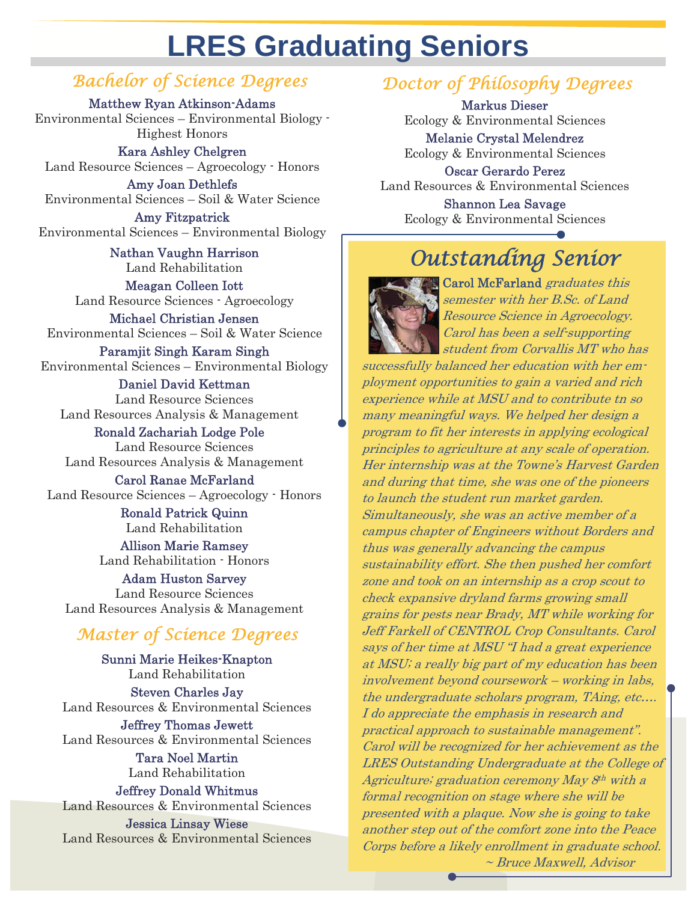# LRES Graduating Seniors

## *Bachelor of Science Degrees*

**Matthew Ryan Atkinson-Adams**
Environmental Sciences – Environmental Biology - Highest Honors

**Kara Ashley Chelgren**
Land Resource Sciences – Agroecology - Honors

**Amy Joan Dethlefs**
Environmental Sciences – Soil & Water Science

**Amy Fitzpatrick**
Environmental Sciences – Environmental Biology

**Nathan Vaughn Harrison**
Land Rehabilitation

**Meagan Colleen Iott**
Land Resource Sciences - Agroecology

**Michael Christian Jensen**
Environmental Sciences – Soil & Water Science

**Paramjit Singh Karam Singh**
Environmental Sciences – Environmental Biology

**Daniel David Kettman**
Land Resource Sciences
Land Resources Analysis & Management

**Ronald Zachariah Lodge Pole**
Land Resource Sciences
Land Resources Analysis & Management

**Carol Ranae McFarland**
Land Resource Sciences – Agroecology - Honors

**Ronald Patrick Quinn**
Land Rehabilitation

**Allison Marie Ramsey**
Land Rehabilitation - Honors

**Adam Huston Sarvey**
Land Resource Sciences
Land Resources Analysis & Management

## *Master of Science Degrees*

**Sunni Marie Heikes-Knapton**
Land Rehabilitation

**Steven Charles Jay**
Land Resources & Environmental Sciences

**Jeffrey Thomas Jewett**
Land Resources & Environmental Sciences

**Tara Noel Martin**
Land Rehabilitation

**Jeffrey Donald Whitmus**
Land Resources & Environmental Sciences

**Jessica Linsay Wiese**
Land Resources & Environmental Sciences

## *Doctor of Philosophy Degrees*

**Markus Dieser**
Ecology & Environmental Sciences

**Melanie Crystal Melendrez**
Ecology & Environmental Sciences

**Oscar Gerardo Perez**
Land Resources & Environmental Sciences

**Shannon Lea Savage**
Ecology & Environmental Sciences

## *Outstanding Senior*

**Carol McFarland** *graduates this semester with her B.Sc. of Land Resource Science in Agroecology. Carol has been a self-supporting student from Corvallis MT who has successfully balanced her education with her employment opportunities to gain a varied and rich experience while at MSU and to contribute tn so many meaningful ways. We helped her design a program to fit her interests in applying ecological principles to agriculture at any scale of operation. Her internship was at the Towne's Harvest Garden and during that time, she was one of the pioneers to launch the student run market garden. Simultaneously, she was an active member of a campus chapter of Engineers without Borders and thus was generally advancing the campus sustainability effort. She then pushed her comfort zone and took on an internship as a crop scout to check expansive dryland farms growing small grains for pests near Brady, MT while working for Jeff Farkell of CENTROL Crop Consultants. Carol says of her time at MSU "I had a great experience at MSU; a really big part of my education has been involvement beyond coursework – working in labs, the undergraduate scholars program, TAing, etc.... I do appreciate the emphasis in research and practical approach to sustainable management". Carol will be recognized for her achievement as the LRES Outstanding Undergraduate at the College of Agriculture; graduation ceremony May 8th with a formal recognition on stage where she will be presented with a plaque. Now she is going to take another step out of the comfort zone into the Peace Corps before a likely enrollment in graduate school.*

*~ Bruce Maxwell, Advisor*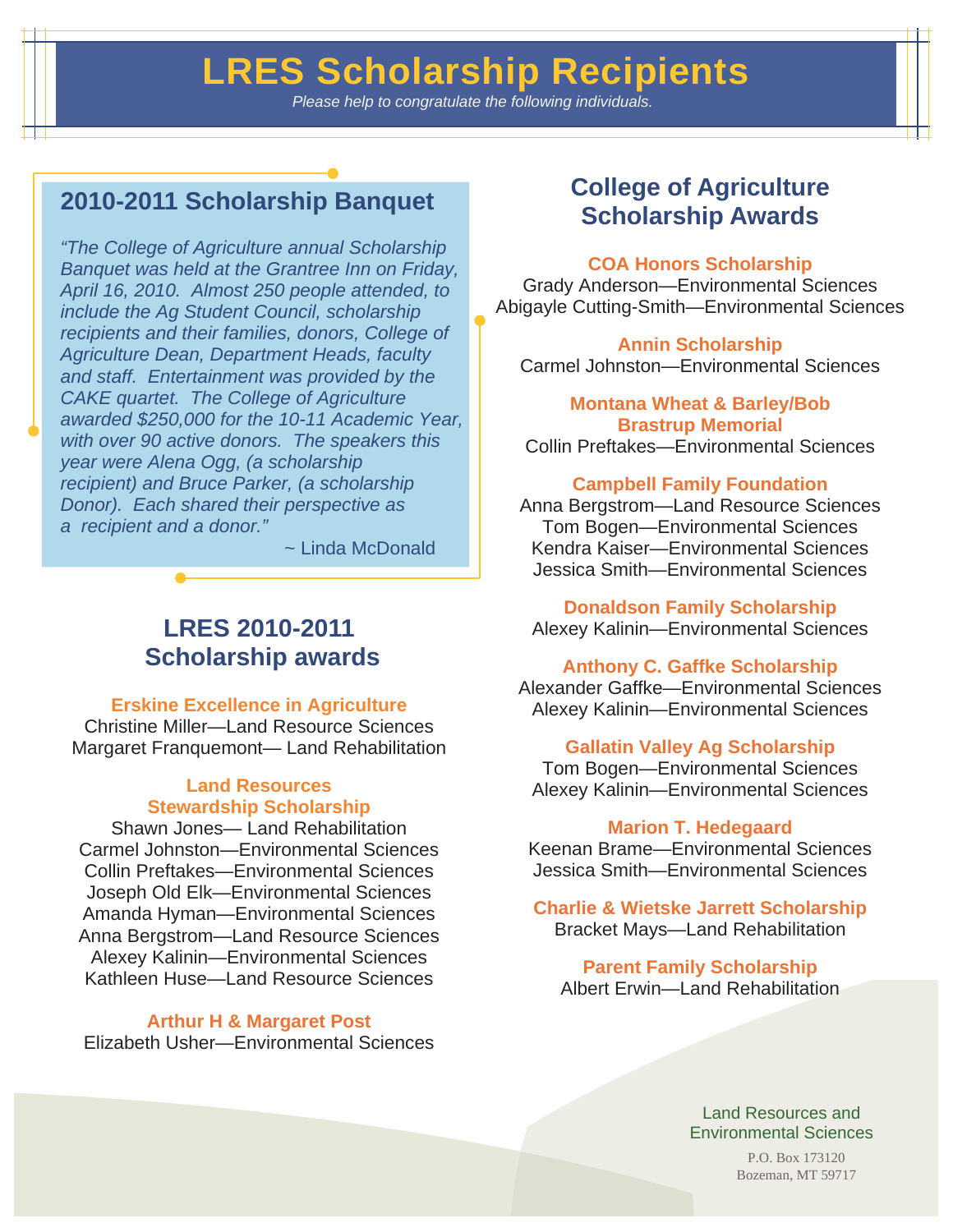# LRES Scholarship Recipients

*Please help to congratulate the following individuals.*

## 2010-2011 Scholarship Banquet

*"The College of Agriculture annual Scholarship Banquet was held at the Grantree Inn on Friday, April 16, 2010. Almost 250 people attended, to include the Ag Student Council, scholarship recipients and their families, donors, College of Agriculture Dean, Department Heads, faculty and staff. Entertainment was provided by the CAKE quartet. The College of Agriculture awarded $250,000 for the 10-11 Academic Year, with over 90 active donors. The speakers this year were Alena Ogg, (a scholarship recipient) and Bruce Parker, (a scholarship Donor). Each shared their perspective as a recipient and a donor."*

~ Linda McDonald

## LRES 2010-2011 Scholarship awards

**Erskine Excellence in Agriculture**

Christine Miller—Land Resource Sciences
Margaret Franquemont— Land Rehabilitation

**Land Resources Stewardship Scholarship**

Shawn Jones— Land Rehabilitation
Carmel Johnston—Environmental Sciences
Collin Preftakes—Environmental Sciences
Joseph Old Elk—Environmental Sciences
Amanda Hyman—Environmental Sciences
Anna Bergstrom—Land Resource Sciences
Alexey Kalinin—Environmental Sciences
Kathleen Huse—Land Resource Sciences

**Arthur H & Margaret Post**

Elizabeth Usher—Environmental Sciences

## College of Agriculture Scholarship Awards

**COA Honors Scholarship**

Grady Anderson—Environmental Sciences
Abigayle Cutting-Smith—Environmental Sciences

**Annin Scholarship**

Carmel Johnston—Environmental Sciences

**Montana Wheat & Barley/Bob Brastrup Memorial**

Collin Preftakes—Environmental Sciences

**Campbell Family Foundation**

Anna Bergstrom—Land Resource Sciences
Tom Bogen—Environmental Sciences
Kendra Kaiser—Environmental Sciences
Jessica Smith—Environmental Sciences

**Donaldson Family Scholarship**

Alexey Kalinin—Environmental Sciences

**Anthony C. Gaffke Scholarship**

Alexander Gaffke—Environmental Sciences
Alexey Kalinin—Environmental Sciences

**Gallatin Valley Ag Scholarship**

Tom Bogen—Environmental Sciences
Alexey Kalinin—Environmental Sciences

**Marion T. Hedegaard**

Keenan Brame—Environmental Sciences
Jessica Smith—Environmental Sciences

**Charlie & Wietske Jarrett Scholarship**

Bracket Mays—Land Rehabilitation

**Parent Family Scholarship**

Albert Erwin—Land Rehabilitation

Land Resources and Environmental Sciences
P.O. Box 173120
Bozeman, MT 59717